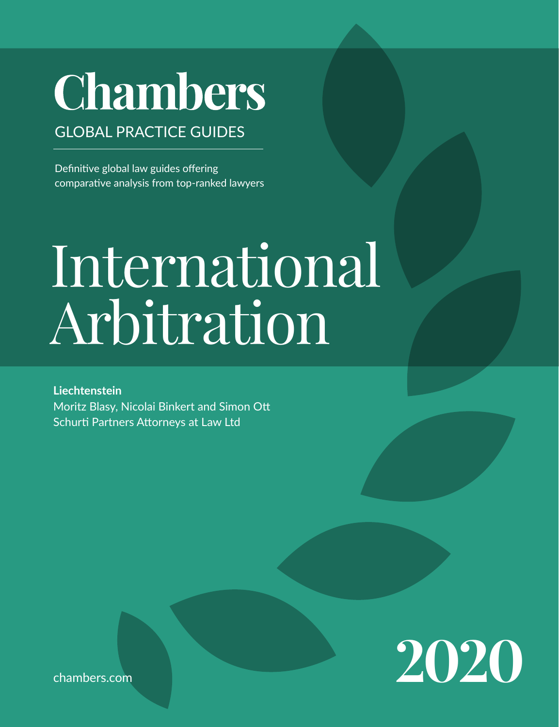# Chambers

GLOBAL PRACTICE GUIDES

Definitive global law guides offering comparative analysis from top-ranked lawyers

# International Arbitration

**Liechtenstein**
Moritz Blasy, Nicolai Binkert and Simon Ott
Schurti Partners Attorneys at Law Ltd

chambers.com

2020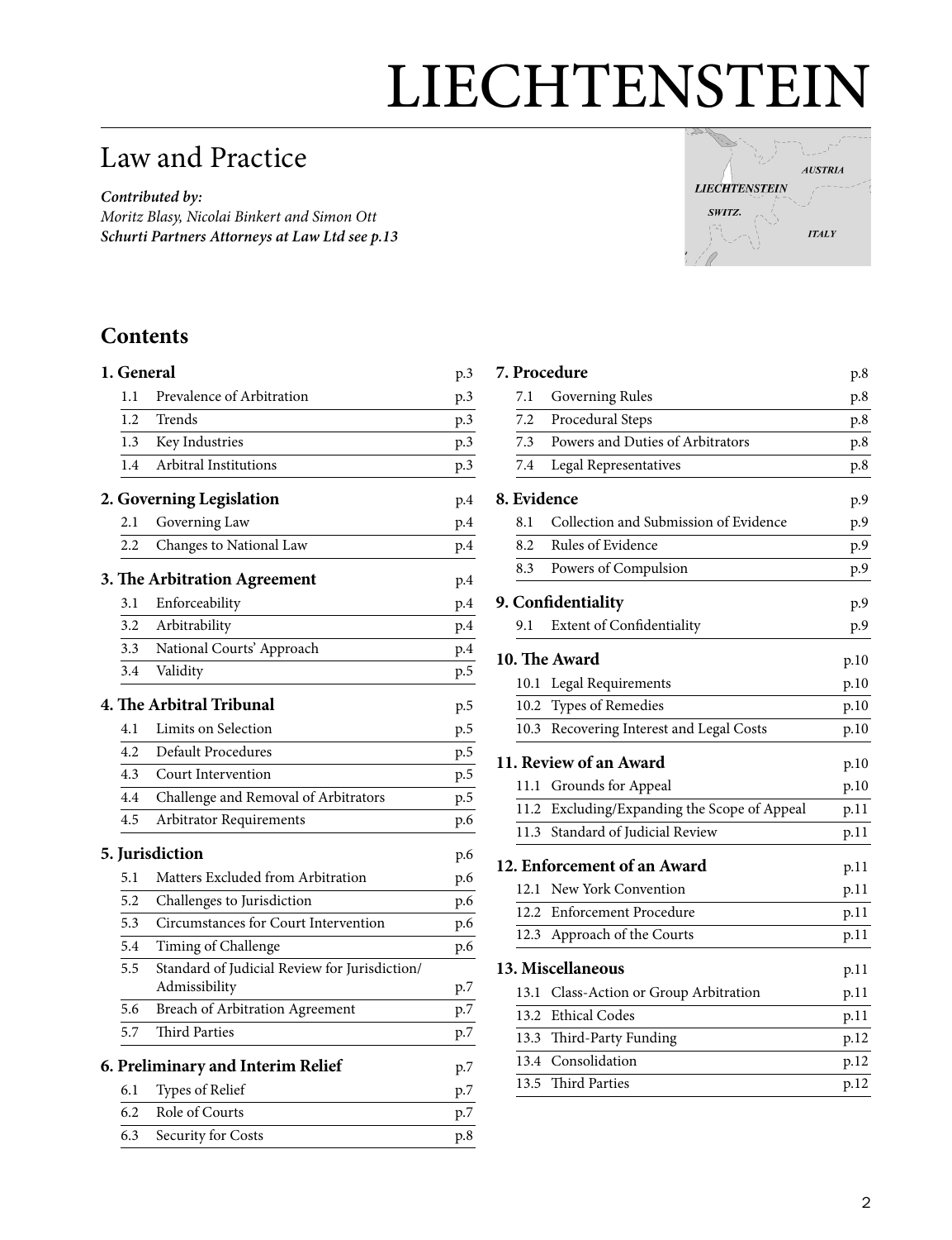# LIECHTENSTEIN

## Law and Practice

***Contributed by:***
*Moritz Blasy, Nicolai Binkert and Simon Ott*
***Schurti Partners Attorneys at Law Ltd see p.13***

## Contents

**1. General** p.3
- 1.1 Prevalence of Arbitration p.3
- 1.2 Trends p.3
- 1.3 Key Industries p.3
- 1.4 Arbitral Institutions p.3

**2. Governing Legislation** p.4
- 2.1 Governing Law p.4
- 2.2 Changes to National Law p.4

**3. The Arbitration Agreement** p.4
- 3.1 Enforceability p.4
- 3.2 Arbitrability p.4
- 3.3 National Courts' Approach p.4
- 3.4 Validity p.5

**4. The Arbitral Tribunal** p.5
- 4.1 Limits on Selection p.5
- 4.2 Default Procedures p.5
- 4.3 Court Intervention p.5
- 4.4 Challenge and Removal of Arbitrators p.5
- 4.5 Arbitrator Requirements p.6

**5. Jurisdiction** p.6
- 5.1 Matters Excluded from Arbitration p.6
- 5.2 Challenges to Jurisdiction p.6
- 5.3 Circumstances for Court Intervention p.6
- 5.4 Timing of Challenge p.6
- 5.5 Standard of Judicial Review for Jurisdiction/Admissibility p.7
- 5.6 Breach of Arbitration Agreement p.7
- 5.7 Third Parties p.7

**6. Preliminary and Interim Relief** p.7
- 6.1 Types of Relief p.7
- 6.2 Role of Courts p.7
- 6.3 Security for Costs p.8

**7. Procedure** p.8
- 7.1 Governing Rules p.8
- 7.2 Procedural Steps p.8
- 7.3 Powers and Duties of Arbitrators p.8
- 7.4 Legal Representatives p.8

**8. Evidence** p.9
- 8.1 Collection and Submission of Evidence p.9
- 8.2 Rules of Evidence p.9
- 8.3 Powers of Compulsion p.9

**9. Confidentiality** p.9
- 9.1 Extent of Confidentiality p.9

**10. The Award** p.10
- 10.1 Legal Requirements p.10
- 10.2 Types of Remedies p.10
- 10.3 Recovering Interest and Legal Costs p.10

**11. Review of an Award** p.10
- 11.1 Grounds for Appeal p.10
- 11.2 Excluding/Expanding the Scope of Appeal p.11
- 11.3 Standard of Judicial Review p.11

**12. Enforcement of an Award** p.11
- 12.1 New York Convention p.11
- 12.2 Enforcement Procedure p.11
- 12.3 Approach of the Courts p.11

**13. Miscellaneous** p.11
- 13.1 Class-Action or Group Arbitration p.11
- 13.2 Ethical Codes p.11
- 13.3 Third-Party Funding p.12
- 13.4 Consolidation p.12
- 13.5 Third Parties p.12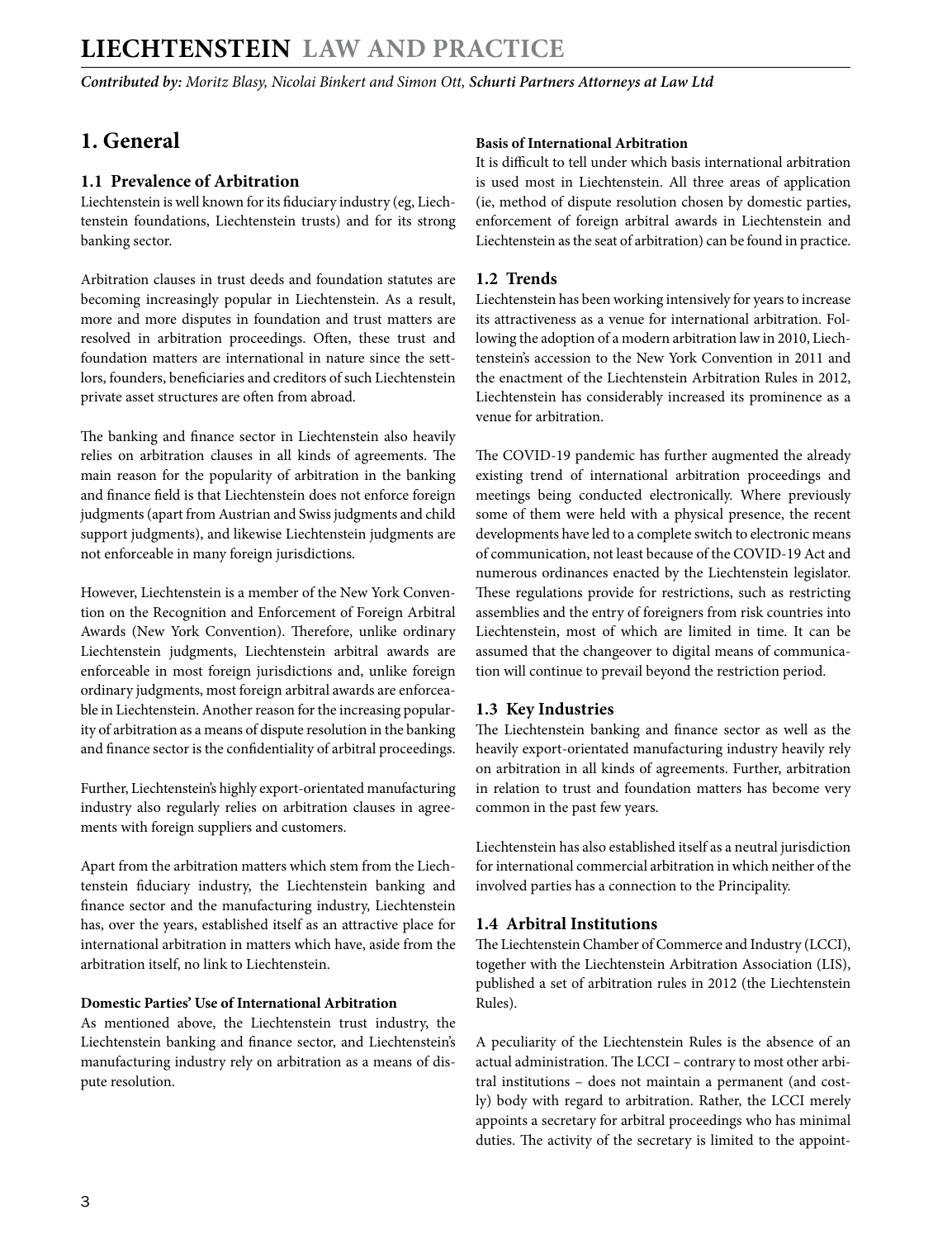# 1. General

## 1.1 Prevalence of Arbitration

Liechtenstein is well known for its fiduciary industry (eg, Liechtenstein foundations, Liechtenstein trusts) and for its strong banking sector.

Arbitration clauses in trust deeds and foundation statutes are becoming increasingly popular in Liechtenstein. As a result, more and more disputes in foundation and trust matters are resolved in arbitration proceedings. Often, these trust and foundation matters are international in nature since the settlors, founders, beneficiaries and creditors of such Liechtenstein private asset structures are often from abroad.

The banking and finance sector in Liechtenstein also heavily relies on arbitration clauses in all kinds of agreements. The main reason for the popularity of arbitration in the banking and finance field is that Liechtenstein does not enforce foreign judgments (apart from Austrian and Swiss judgments and child support judgments), and likewise Liechtenstein judgments are not enforceable in many foreign jurisdictions.

However, Liechtenstein is a member of the New York Convention on the Recognition and Enforcement of Foreign Arbitral Awards (New York Convention). Therefore, unlike ordinary Liechtenstein judgments, Liechtenstein arbitral awards are enforceable in most foreign jurisdictions and, unlike foreign ordinary judgments, most foreign arbitral awards are enforceable in Liechtenstein. Another reason for the increasing popularity of arbitration as a means of dispute resolution in the banking and finance sector is the confidentiality of arbitral proceedings.

Further, Liechtenstein's highly export-orientated manufacturing industry also regularly relies on arbitration clauses in agreements with foreign suppliers and customers.

Apart from the arbitration matters which stem from the Liechtenstein fiduciary industry, the Liechtenstein banking and finance sector and the manufacturing industry, Liechtenstein has, over the years, established itself as an attractive place for international arbitration in matters which have, aside from the arbitration itself, no link to Liechtenstein.

**Domestic Parties' Use of International Arbitration**

As mentioned above, the Liechtenstein trust industry, the Liechtenstein banking and finance sector, and Liechtenstein's manufacturing industry rely on arbitration as a means of dispute resolution.

**Basis of International Arbitration**

It is difficult to tell under which basis international arbitration is used most in Liechtenstein. All three areas of application (ie, method of dispute resolution chosen by domestic parties, enforcement of foreign arbitral awards in Liechtenstein and Liechtenstein as the seat of arbitration) can be found in practice.

## 1.2 Trends

Liechtenstein has been working intensively for years to increase its attractiveness as a venue for international arbitration. Following the adoption of a modern arbitration law in 2010, Liechtenstein's accession to the New York Convention in 2011 and the enactment of the Liechtenstein Arbitration Rules in 2012, Liechtenstein has considerably increased its prominence as a venue for arbitration.

The COVID-19 pandemic has further augmented the already existing trend of international arbitration proceedings and meetings being conducted electronically. Where previously some of them were held with a physical presence, the recent developments have led to a complete switch to electronic means of communication, not least because of the COVID-19 Act and numerous ordinances enacted by the Liechtenstein legislator. These regulations provide for restrictions, such as restricting assemblies and the entry of foreigners from risk countries into Liechtenstein, most of which are limited in time. It can be assumed that the changeover to digital means of communication will continue to prevail beyond the restriction period.

## 1.3 Key Industries

The Liechtenstein banking and finance sector as well as the heavily export-orientated manufacturing industry heavily rely on arbitration in all kinds of agreements. Further, arbitration in relation to trust and foundation matters has become very common in the past few years.

Liechtenstein has also established itself as a neutral jurisdiction for international commercial arbitration in which neither of the involved parties has a connection to the Principality.

## 1.4 Arbitral Institutions

The Liechtenstein Chamber of Commerce and Industry (LCCI), together with the Liechtenstein Arbitration Association (LIS), published a set of arbitration rules in 2012 (the Liechtenstein Rules).

A peculiarity of the Liechtenstein Rules is the absence of an actual administration. The LCCI – contrary to most other arbitral institutions – does not maintain a permanent (and costly) body with regard to arbitration. Rather, the LCCI merely appoints a secretary for arbitral proceedings who has minimal duties. The activity of the secretary is limited to the appoint-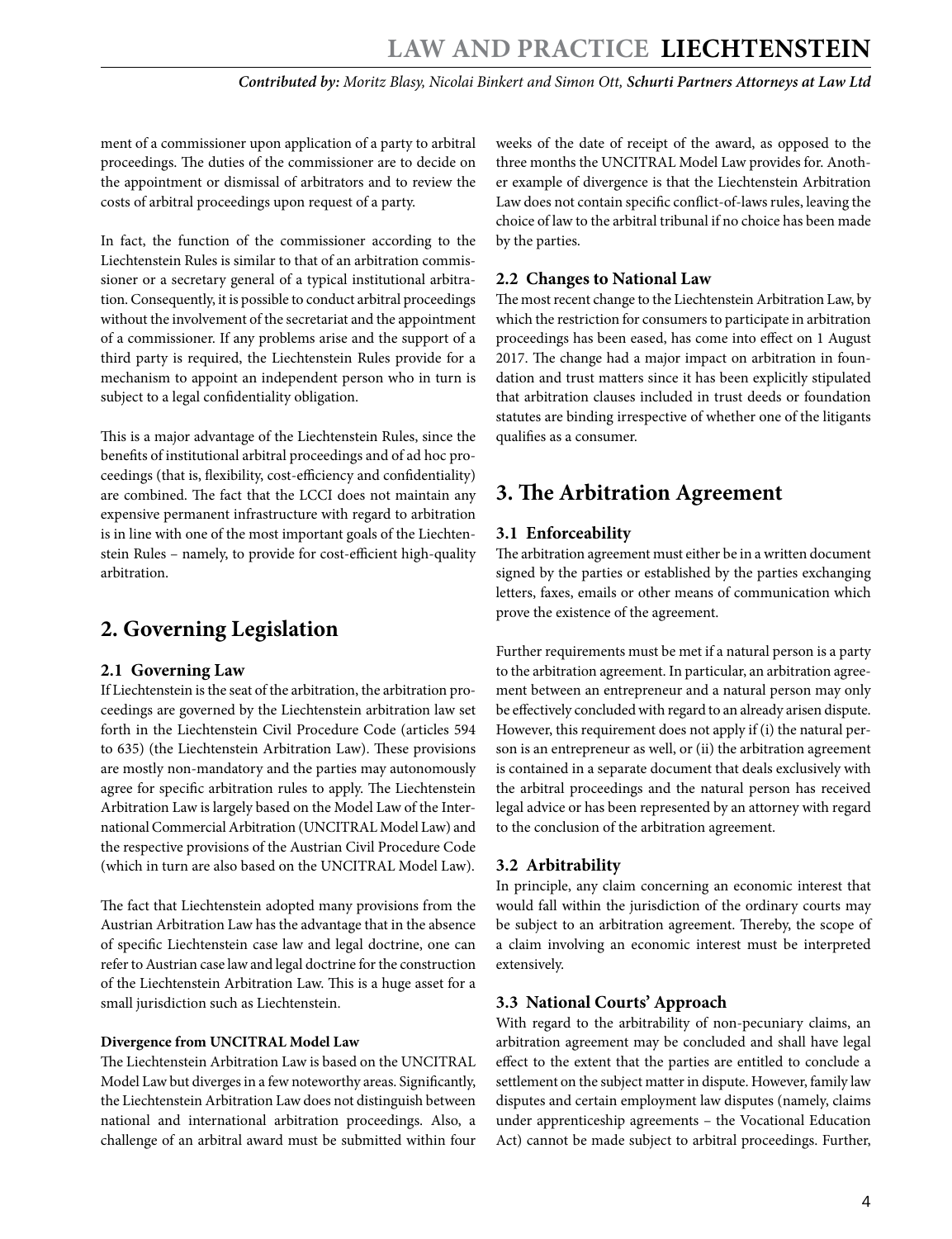ment of a commissioner upon application of a party to arbitral proceedings. The duties of the commissioner are to decide on the appointment or dismissal of arbitrators and to review the costs of arbitral proceedings upon request of a party.

In fact, the function of the commissioner according to the Liechtenstein Rules is similar to that of an arbitration commissioner or a secretary general of a typical institutional arbitration. Consequently, it is possible to conduct arbitral proceedings without the involvement of the secretariat and the appointment of a commissioner. If any problems arise and the support of a third party is required, the Liechtenstein Rules provide for a mechanism to appoint an independent person who in turn is subject to a legal confidentiality obligation.

This is a major advantage of the Liechtenstein Rules, since the benefits of institutional arbitral proceedings and of ad hoc proceedings (that is, flexibility, cost-efficiency and confidentiality) are combined. The fact that the LCCI does not maintain any expensive permanent infrastructure with regard to arbitration is in line with one of the most important goals of the Liechtenstein Rules – namely, to provide for cost-efficient high-quality arbitration.

## 2. Governing Legislation

### 2.1 Governing Law

If Liechtenstein is the seat of the arbitration, the arbitration proceedings are governed by the Liechtenstein arbitration law set forth in the Liechtenstein Civil Procedure Code (articles 594 to 635) (the Liechtenstein Arbitration Law). These provisions are mostly non-mandatory and the parties may autonomously agree for specific arbitration rules to apply. The Liechtenstein Arbitration Law is largely based on the Model Law of the International Commercial Arbitration (UNCITRAL Model Law) and the respective provisions of the Austrian Civil Procedure Code (which in turn are also based on the UNCITRAL Model Law).

The fact that Liechtenstein adopted many provisions from the Austrian Arbitration Law has the advantage that in the absence of specific Liechtenstein case law and legal doctrine, one can refer to Austrian case law and legal doctrine for the construction of the Liechtenstein Arbitration Law. This is a huge asset for a small jurisdiction such as Liechtenstein.

#### Divergence from UNCITRAL Model Law

The Liechtenstein Arbitration Law is based on the UNCITRAL Model Law but diverges in a few noteworthy areas. Significantly, the Liechtenstein Arbitration Law does not distinguish between national and international arbitration proceedings. Also, a challenge of an arbitral award must be submitted within four weeks of the date of receipt of the award, as opposed to the three months the UNCITRAL Model Law provides for. Another example of divergence is that the Liechtenstein Arbitration Law does not contain specific conflict-of-laws rules, leaving the choice of law to the arbitral tribunal if no choice has been made by the parties.

### 2.2 Changes to National Law

The most recent change to the Liechtenstein Arbitration Law, by which the restriction for consumers to participate in arbitration proceedings has been eased, has come into effect on 1 August 2017. The change had a major impact on arbitration in foundation and trust matters since it has been explicitly stipulated that arbitration clauses included in trust deeds or foundation statutes are binding irrespective of whether one of the litigants qualifies as a consumer.

## 3. The Arbitration Agreement

### 3.1 Enforceability

The arbitration agreement must either be in a written document signed by the parties or established by the parties exchanging letters, faxes, emails or other means of communication which prove the existence of the agreement.

Further requirements must be met if a natural person is a party to the arbitration agreement. In particular, an arbitration agreement between an entrepreneur and a natural person may only be effectively concluded with regard to an already arisen dispute. However, this requirement does not apply if (i) the natural person is an entrepreneur as well, or (ii) the arbitration agreement is contained in a separate document that deals exclusively with the arbitral proceedings and the natural person has received legal advice or has been represented by an attorney with regard to the conclusion of the arbitration agreement.

### 3.2 Arbitrability

In principle, any claim concerning an economic interest that would fall within the jurisdiction of the ordinary courts may be subject to an arbitration agreement. Thereby, the scope of a claim involving an economic interest must be interpreted extensively.

### 3.3 National Courts' Approach

With regard to the arbitrability of non-pecuniary claims, an arbitration agreement may be concluded and shall have legal effect to the extent that the parties are entitled to conclude a settlement on the subject matter in dispute. However, family law disputes and certain employment law disputes (namely, claims under apprenticeship agreements – the Vocational Education Act) cannot be made subject to arbitral proceedings. Further,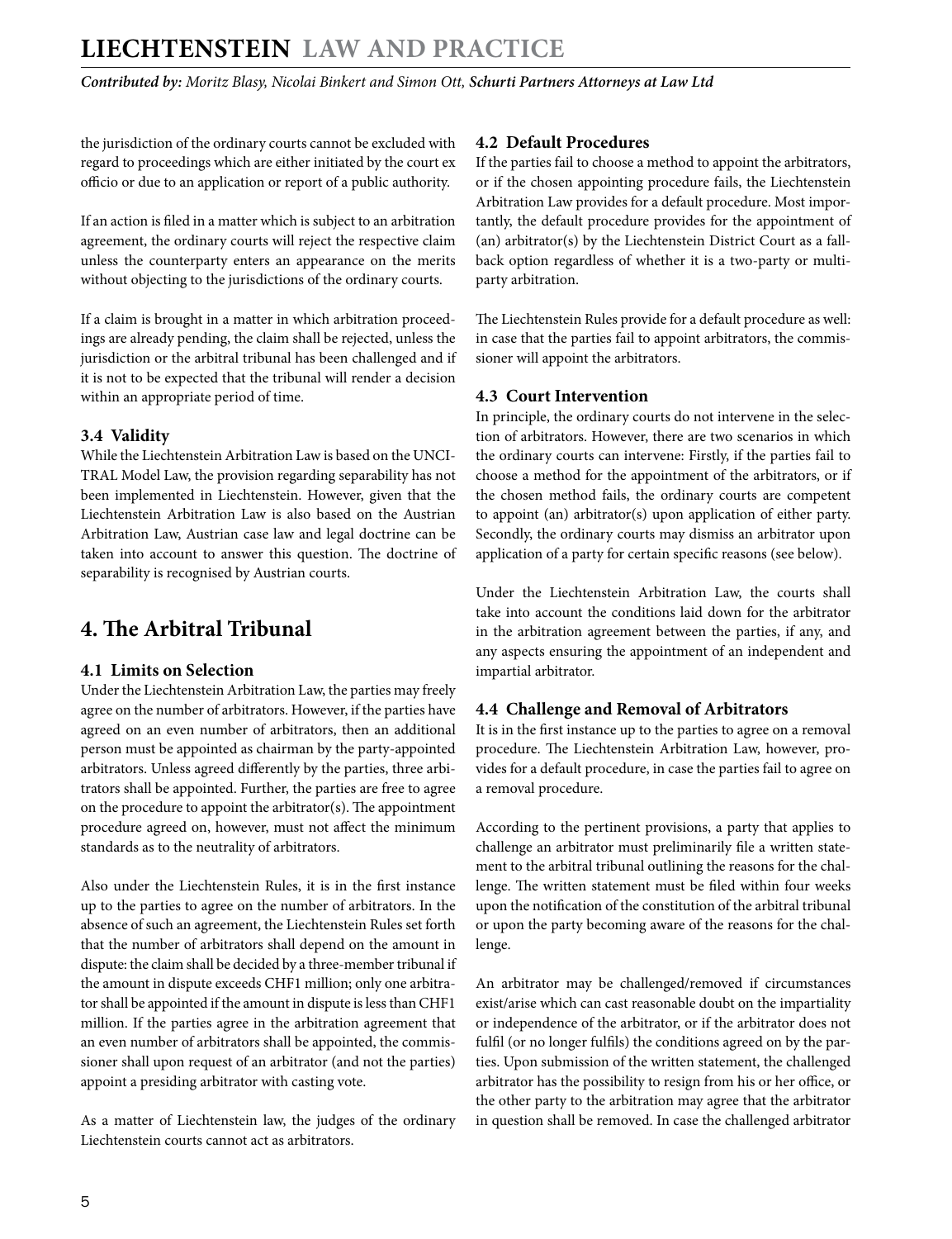the jurisdiction of the ordinary courts cannot be excluded with regard to proceedings which are either initiated by the court ex officio or due to an application or report of a public authority.

If an action is filed in a matter which is subject to an arbitration agreement, the ordinary courts will reject the respective claim unless the counterparty enters an appearance on the merits without objecting to the jurisdictions of the ordinary courts.

If a claim is brought in a matter in which arbitration proceedings are already pending, the claim shall be rejected, unless the jurisdiction or the arbitral tribunal has been challenged and if it is not to be expected that the tribunal will render a decision within an appropriate period of time.

### 3.4 Validity

While the Liechtenstein Arbitration Law is based on the UNCITRAL Model Law, the provision regarding separability has not been implemented in Liechtenstein. However, given that the Liechtenstein Arbitration Law is also based on the Austrian Arbitration Law, Austrian case law and legal doctrine can be taken into account to answer this question. The doctrine of separability is recognised by Austrian courts.

## 4. The Arbitral Tribunal

### 4.1 Limits on Selection

Under the Liechtenstein Arbitration Law, the parties may freely agree on the number of arbitrators. However, if the parties have agreed on an even number of arbitrators, then an additional person must be appointed as chairman by the party-appointed arbitrators. Unless agreed differently by the parties, three arbitrators shall be appointed. Further, the parties are free to agree on the procedure to appoint the arbitrator(s). The appointment procedure agreed on, however, must not affect the minimum standards as to the neutrality of arbitrators.

Also under the Liechtenstein Rules, it is in the first instance up to the parties to agree on the number of arbitrators. In the absence of such an agreement, the Liechtenstein Rules set forth that the number of arbitrators shall depend on the amount in dispute: the claim shall be decided by a three-member tribunal if the amount in dispute exceeds CHF1 million; only one arbitrator shall be appointed if the amount in dispute is less than CHF1 million. If the parties agree in the arbitration agreement that an even number of arbitrators shall be appointed, the commissioner shall upon request of an arbitrator (and not the parties) appoint a presiding arbitrator with casting vote.

As a matter of Liechtenstein law, the judges of the ordinary Liechtenstein courts cannot act as arbitrators.

### 4.2 Default Procedures

If the parties fail to choose a method to appoint the arbitrators, or if the chosen appointing procedure fails, the Liechtenstein Arbitration Law provides for a default procedure. Most importantly, the default procedure provides for the appointment of (an) arbitrator(s) by the Liechtenstein District Court as a fallback option regardless of whether it is a two-party or multiparty arbitration.

The Liechtenstein Rules provide for a default procedure as well: in case that the parties fail to appoint arbitrators, the commissioner will appoint the arbitrators.

### 4.3 Court Intervention

In principle, the ordinary courts do not intervene in the selection of arbitrators. However, there are two scenarios in which the ordinary courts can intervene: Firstly, if the parties fail to choose a method for the appointment of the arbitrators, or if the chosen method fails, the ordinary courts are competent to appoint (an) arbitrator(s) upon application of either party. Secondly, the ordinary courts may dismiss an arbitrator upon application of a party for certain specific reasons (see below).

Under the Liechtenstein Arbitration Law, the courts shall take into account the conditions laid down for the arbitrator in the arbitration agreement between the parties, if any, and any aspects ensuring the appointment of an independent and impartial arbitrator.

### 4.4 Challenge and Removal of Arbitrators

It is in the first instance up to the parties to agree on a removal procedure. The Liechtenstein Arbitration Law, however, provides for a default procedure, in case the parties fail to agree on a removal procedure.

According to the pertinent provisions, a party that applies to challenge an arbitrator must preliminarily file a written statement to the arbitral tribunal outlining the reasons for the challenge. The written statement must be filed within four weeks upon the notification of the constitution of the arbitral tribunal or upon the party becoming aware of the reasons for the challenge.

An arbitrator may be challenged/removed if circumstances exist/arise which can cast reasonable doubt on the impartiality or independence of the arbitrator, or if the arbitrator does not fulfil (or no longer fulfils) the conditions agreed on by the parties. Upon submission of the written statement, the challenged arbitrator has the possibility to resign from his or her office, or the other party to the arbitration may agree that the arbitrator in question shall be removed. In case the challenged arbitrator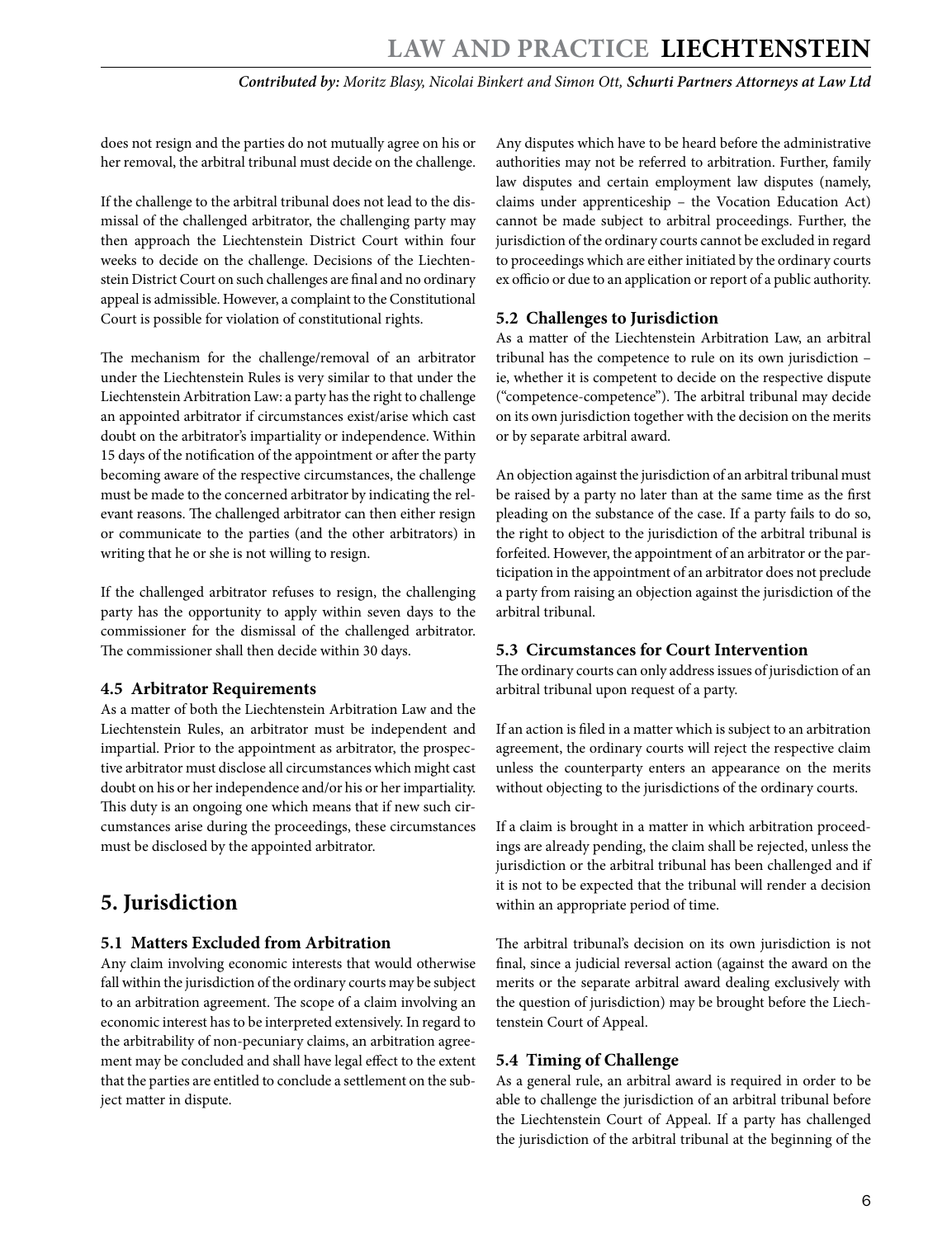does not resign and the parties do not mutually agree on his or her removal, the arbitral tribunal must decide on the challenge.

If the challenge to the arbitral tribunal does not lead to the dismissal of the challenged arbitrator, the challenging party may then approach the Liechtenstein District Court within four weeks to decide on the challenge. Decisions of the Liechtenstein District Court on such challenges are final and no ordinary appeal is admissible. However, a complaint to the Constitutional Court is possible for violation of constitutional rights.

The mechanism for the challenge/removal of an arbitrator under the Liechtenstein Rules is very similar to that under the Liechtenstein Arbitration Law: a party has the right to challenge an appointed arbitrator if circumstances exist/arise which cast doubt on the arbitrator's impartiality or independence. Within 15 days of the notification of the appointment or after the party becoming aware of the respective circumstances, the challenge must be made to the concerned arbitrator by indicating the relevant reasons. The challenged arbitrator can then either resign or communicate to the parties (and the other arbitrators) in writing that he or she is not willing to resign.

If the challenged arbitrator refuses to resign, the challenging party has the opportunity to apply within seven days to the commissioner for the dismissal of the challenged arbitrator. The commissioner shall then decide within 30 days.

### 4.5 Arbitrator Requirements

As a matter of both the Liechtenstein Arbitration Law and the Liechtenstein Rules, an arbitrator must be independent and impartial. Prior to the appointment as arbitrator, the prospective arbitrator must disclose all circumstances which might cast doubt on his or her independence and/or his or her impartiality. This duty is an ongoing one which means that if new such circumstances arise during the proceedings, these circumstances must be disclosed by the appointed arbitrator.

## 5. Jurisdiction

### 5.1 Matters Excluded from Arbitration

Any claim involving economic interests that would otherwise fall within the jurisdiction of the ordinary courts may be subject to an arbitration agreement. The scope of a claim involving an economic interest has to be interpreted extensively. In regard to the arbitrability of non-pecuniary claims, an arbitration agreement may be concluded and shall have legal effect to the extent that the parties are entitled to conclude a settlement on the subject matter in dispute.

Any disputes which have to be heard before the administrative authorities may not be referred to arbitration. Further, family law disputes and certain employment law disputes (namely, claims under apprenticeship – the Vocation Education Act) cannot be made subject to arbitral proceedings. Further, the jurisdiction of the ordinary courts cannot be excluded in regard to proceedings which are either initiated by the ordinary courts ex officio or due to an application or report of a public authority.

### 5.2 Challenges to Jurisdiction

As a matter of the Liechtenstein Arbitration Law, an arbitral tribunal has the competence to rule on its own jurisdiction – ie, whether it is competent to decide on the respective dispute ("competence-competence"). The arbitral tribunal may decide on its own jurisdiction together with the decision on the merits or by separate arbitral award.

An objection against the jurisdiction of an arbitral tribunal must be raised by a party no later than at the same time as the first pleading on the substance of the case. If a party fails to do so, the right to object to the jurisdiction of the arbitral tribunal is forfeited. However, the appointment of an arbitrator or the participation in the appointment of an arbitrator does not preclude a party from raising an objection against the jurisdiction of the arbitral tribunal.

### 5.3 Circumstances for Court Intervention

The ordinary courts can only address issues of jurisdiction of an arbitral tribunal upon request of a party.

If an action is filed in a matter which is subject to an arbitration agreement, the ordinary courts will reject the respective claim unless the counterparty enters an appearance on the merits without objecting to the jurisdictions of the ordinary courts.

If a claim is brought in a matter in which arbitration proceedings are already pending, the claim shall be rejected, unless the jurisdiction or the arbitral tribunal has been challenged and if it is not to be expected that the tribunal will render a decision within an appropriate period of time.

The arbitral tribunal's decision on its own jurisdiction is not final, since a judicial reversal action (against the award on the merits or the separate arbitral award dealing exclusively with the question of jurisdiction) may be brought before the Liechtenstein Court of Appeal.

### 5.4 Timing of Challenge

As a general rule, an arbitral award is required in order to be able to challenge the jurisdiction of an arbitral tribunal before the Liechtenstein Court of Appeal. If a party has challenged the jurisdiction of the arbitral tribunal at the beginning of the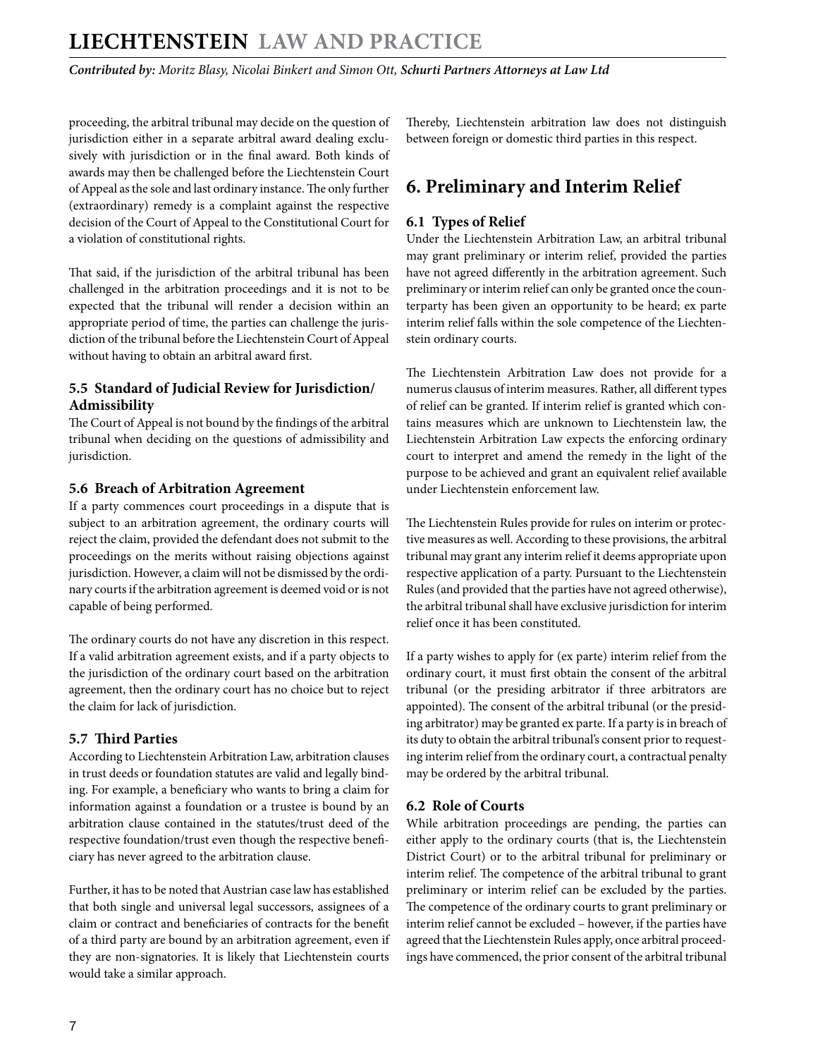proceeding, the arbitral tribunal may decide on the question of jurisdiction either in a separate arbitral award dealing exclusively with jurisdiction or in the final award. Both kinds of awards may then be challenged before the Liechtenstein Court of Appeal as the sole and last ordinary instance. The only further (extraordinary) remedy is a complaint against the respective decision of the Court of Appeal to the Constitutional Court for a violation of constitutional rights.

That said, if the jurisdiction of the arbitral tribunal has been challenged in the arbitration proceedings and it is not to be expected that the tribunal will render a decision within an appropriate period of time, the parties can challenge the jurisdiction of the tribunal before the Liechtenstein Court of Appeal without having to obtain an arbitral award first.

### 5.5 Standard of Judicial Review for Jurisdiction/ Admissibility

The Court of Appeal is not bound by the findings of the arbitral tribunal when deciding on the questions of admissibility and jurisdiction.

### 5.6 Breach of Arbitration Agreement

If a party commences court proceedings in a dispute that is subject to an arbitration agreement, the ordinary courts will reject the claim, provided the defendant does not submit to the proceedings on the merits without raising objections against jurisdiction. However, a claim will not be dismissed by the ordinary courts if the arbitration agreement is deemed void or is not capable of being performed.

The ordinary courts do not have any discretion in this respect. If a valid arbitration agreement exists, and if a party objects to the jurisdiction of the ordinary courts based on the arbitration agreement, then the ordinary court has no choice but to reject the claim for lack of jurisdiction.

### 5.7 Third Parties

According to Liechtenstein Arbitration Law, arbitration clauses in trust deeds or foundation statutes are valid and legally binding. For example, a beneficiary who wants to bring a claim for information against a foundation or a trustee is bound by an arbitration clause contained in the statutes/trust deed of the respective foundation/trust even though the respective beneficiary has never agreed to the arbitration clause.

Further, it has to be noted that Austrian case law has established that both single and universal legal successors, assignees of a claim or contract and beneficiaries of contracts for the benefit of a third party are bound by an arbitration agreement, even if they are non-signatories. It is likely that Liechtenstein courts would take a similar approach.

Thereby, Liechtenstein arbitration law does not distinguish between foreign or domestic third parties in this respect.

## 6. Preliminary and Interim Relief

### 6.1 Types of Relief

Under the Liechtenstein Arbitration Law, an arbitral tribunal may grant preliminary or interim relief, provided the parties have not agreed differently in the arbitration agreement. Such preliminary or interim relief can only be granted once the counterparty has been given an opportunity to be heard; ex parte interim relief falls within the sole competence of the Liechtenstein ordinary courts.

The Liechtenstein Arbitration Law does not provide for a numerus clausus of interim measures. Rather, all different types of relief can be granted. If interim relief is granted which contains measures which are unknown to Liechtenstein law, the Liechtenstein Arbitration Law expects the enforcing ordinary court to interpret and amend the remedy in the light of the purpose to be achieved and grant an equivalent relief available under Liechtenstein enforcement law.

The Liechtenstein Rules provide for rules on interim or protective measures as well. According to these provisions, the arbitral tribunal may grant any interim relief it deems appropriate upon respective application of a party. Pursuant to the Liechtenstein Rules (and provided that the parties have not agreed otherwise), the arbitral tribunal shall have exclusive jurisdiction for interim relief once it has been constituted.

If a party wishes to apply for (ex parte) interim relief from the ordinary court, it must first obtain the consent of the arbitral tribunal (or the presiding arbitrator if three arbitrators are appointed). The consent of the arbitral tribunal (or the presiding arbitrator) may be granted ex parte. If a party is in breach of its duty to obtain the arbitral tribunal's consent prior to requesting interim relief from the ordinary court, a contractual penalty may be ordered by the arbitral tribunal.

### 6.2 Role of Courts

While arbitration proceedings are pending, the parties can either apply to the ordinary courts (that is, the Liechtenstein District Court) or to the arbitral tribunal for preliminary or interim relief. The competence of the arbitral tribunal to grant preliminary or interim relief can be excluded by the parties. The competence of the ordinary courts to grant preliminary or interim relief cannot be excluded – however, if the parties have agreed that the Liechtenstein Rules apply, once arbitral proceedings have commenced, the prior consent of the arbitral tribunal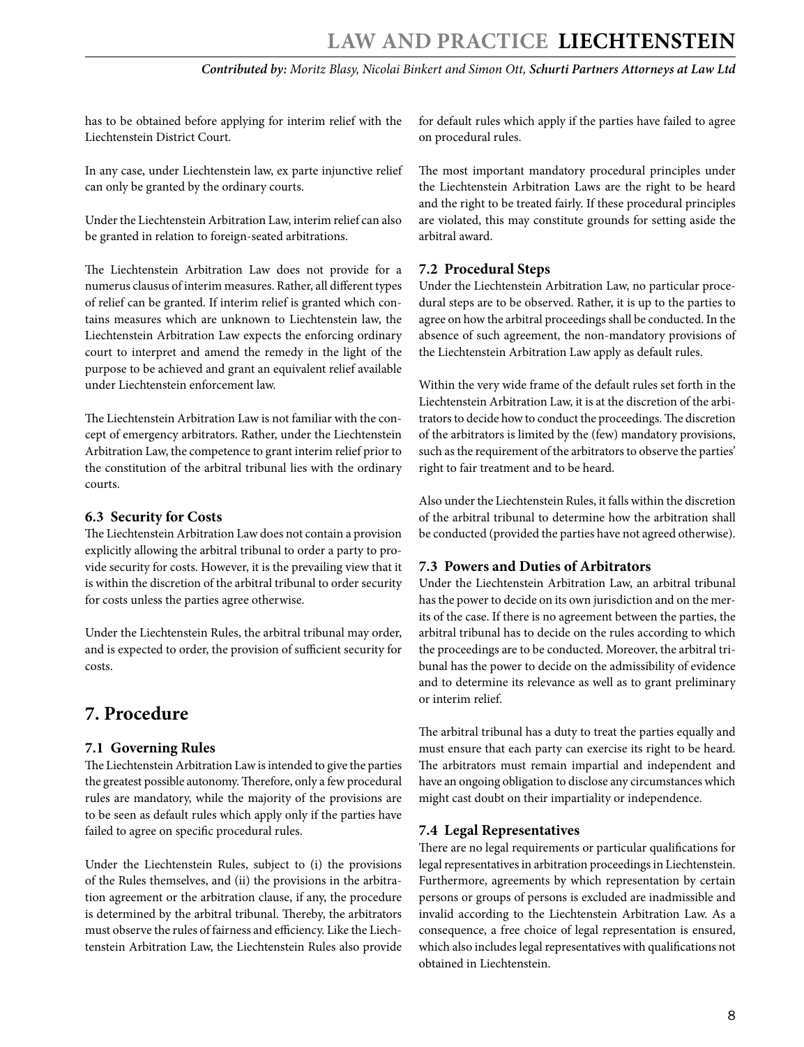has to be obtained before applying for interim relief with the Liechtenstein District Court.

In any case, under Liechtenstein law, ex parte injunctive relief can only be granted by the ordinary courts.

Under the Liechtenstein Arbitration Law, interim relief can also be granted in relation to foreign-seated arbitrations.

The Liechtenstein Arbitration Law does not provide for a numerus clausus of interim measures. Rather, all different types of relief can be granted. If interim relief is granted which contains measures which are unknown to Liechtenstein law, the Liechtenstein Arbitration Law expects the enforcing ordinary court to interpret and amend the remedy in the light of the purpose to be achieved and grant an equivalent relief available under Liechtenstein enforcement law.

The Liechtenstein Arbitration Law is not familiar with the concept of emergency arbitrators. Rather, under the Liechtenstein Arbitration Law, the competence to grant interim relief prior to the constitution of the arbitral tribunal lies with the ordinary courts.

### 6.3 Security for Costs

The Liechtenstein Arbitration Law does not contain a provision explicitly allowing the arbitral tribunal to order a party to provide security for costs. However, it is the prevailing view that it is within the discretion of the arbitral tribunal to order security for costs unless the parties agree otherwise.

Under the Liechtenstein Rules, the arbitral tribunal may order, and is expected to order, the provision of sufficient security for costs.

## 7. Procedure

### 7.1 Governing Rules

The Liechtenstein Arbitration Law is intended to give the parties the greatest possible autonomy. Therefore, only a few procedural rules are mandatory, while the majority of the provisions are to be seen as default rules which apply only if the parties have failed to agree on specific procedural rules.

Under the Liechtenstein Rules, subject to (i) the provisions of the Rules themselves, and (ii) the provisions in the arbitration agreement or the arbitration clause, if any, the procedure is determined by the arbitral tribunal. Thereby, the arbitrators must observe the rules of fairness and efficiency. Like the Liechtenstein Arbitration Law, the Liechtenstein Rules also provide for default rules which apply if the parties have failed to agree on procedural rules.

The most important mandatory procedural principles under the Liechtenstein Arbitration Laws are the right to be heard and the right to be treated fairly. If these procedural principles are violated, this may constitute grounds for setting aside the arbitral award.

### 7.2 Procedural Steps

Under the Liechtenstein Arbitration Law, no particular procedural steps are to be observed. Rather, it is up to the parties to agree on how the arbitral proceedings shall be conducted. In the absence of such agreement, the non-mandatory provisions of the Liechtenstein Arbitration Law apply as default rules.

Within the very wide frame of the default rules set forth in the Liechtenstein Arbitration Law, it is at the discretion of the arbitrators to decide how to conduct the proceedings. The discretion of the arbitrators is limited by the (few) mandatory provisions, such as the requirement of the arbitrators to observe the parties' right to fair treatment and to be heard.

Also under the Liechtenstein Rules, it falls within the discretion of the arbitral tribunal to determine how the arbitration shall be conducted (provided the parties have not agreed otherwise).

### 7.3 Powers and Duties of Arbitrators

Under the Liechtenstein Arbitration Law, an arbitral tribunal has the power to decide on its own jurisdiction and on the merits of the case. If there is no agreement between the parties, the arbitral tribunal has to decide on the rules according to which the proceedings are to be conducted. Moreover, the arbitral tribunal has the power to decide on the admissibility of evidence and to determine its relevance as well as to grant preliminary or interim relief.

The arbitral tribunal has a duty to treat the parties equally and must ensure that each party can exercise its right to be heard. The arbitrators must remain impartial and independent and have an ongoing obligation to disclose any circumstances which might cast doubt on their impartiality or independence.

### 7.4 Legal Representatives

There are no legal requirements or particular qualifications for legal representatives in arbitration proceedings in Liechtenstein. Furthermore, agreements by which representation by certain persons or groups of persons is excluded are inadmissible and invalid according to the Liechtenstein Arbitration Law. As a consequence, a free choice of legal representation is ensured, which also includes legal representatives with qualifications not obtained in Liechtenstein.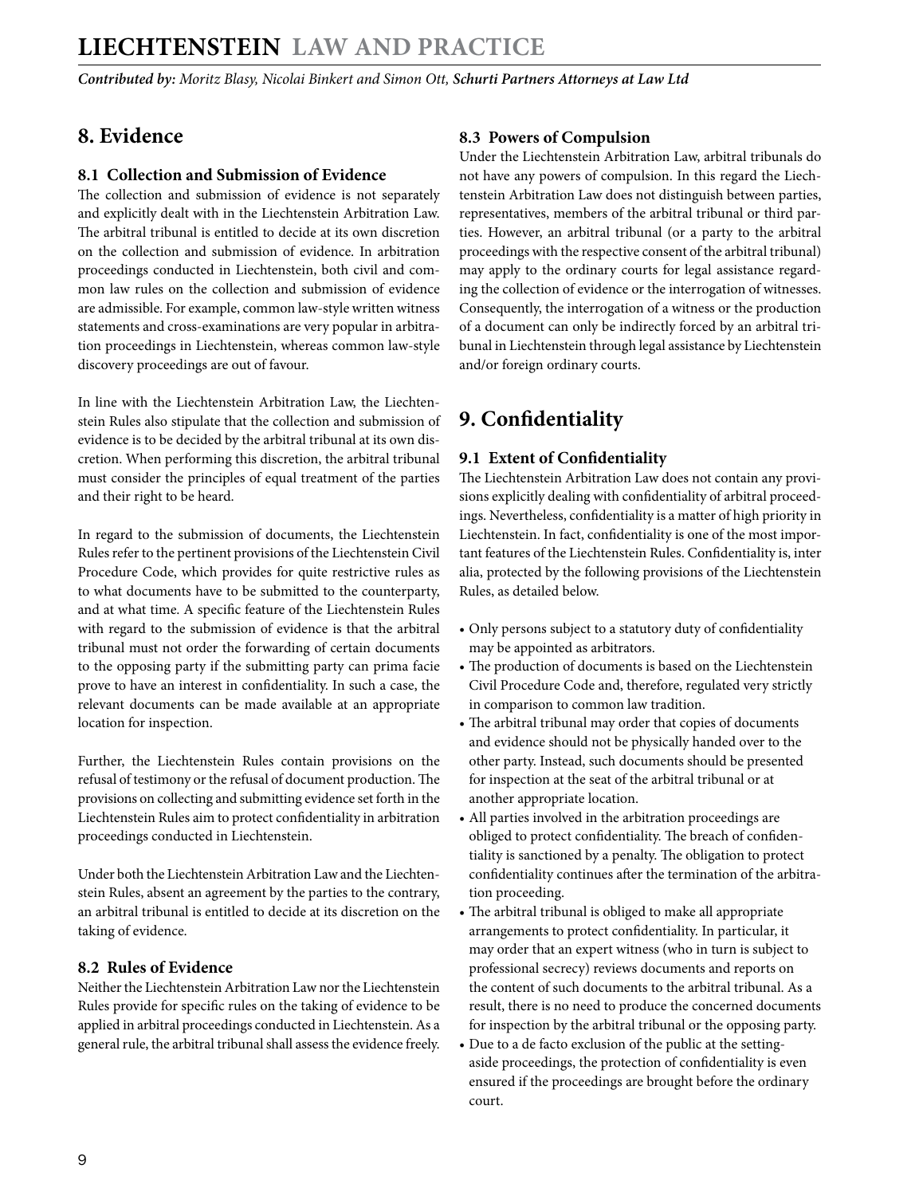# 8. Evidence

## 8.1 Collection and Submission of Evidence

The collection and submission of evidence is not separately and explicitly dealt with in the Liechtenstein Arbitration Law. The arbitral tribunal is entitled to decide at its own discretion on the collection and submission of evidence. In arbitration proceedings conducted in Liechtenstein, both civil and common law rules on the collection and submission of evidence are admissible. For example, common law-style written witness statements and cross-examinations are very popular in arbitration proceedings in Liechtenstein, whereas common law-style discovery proceedings are out of favour.

In line with the Liechtenstein Arbitration Law, the Liechtenstein Rules also stipulate that the collection and submission of evidence is to be decided by the arbitral tribunal at its own discretion. When performing this discretion, the arbitral tribunal must consider the principles of equal treatment of the parties and their right to be heard.

In regard to the submission of documents, the Liechtenstein Rules refer to the pertinent provisions of the Liechtenstein Civil Procedure Code, which provides for quite restrictive rules as to what documents have to be submitted to the counterparty, and at what time. A specific feature of the Liechtenstein Rules with regard to the submission of evidence is that the arbitral tribunal must not order the forwarding of certain documents to the opposing party if the submitting party can prima facie prove to have an interest in confidentiality. In such a case, the relevant documents can be made available at an appropriate location for inspection.

Further, the Liechtenstein Rules contain provisions on the refusal of testimony or the refusal of document production. The provisions on collecting and submitting evidence set forth in the Liechtenstein Rules aim to protect confidentiality in arbitration proceedings conducted in Liechtenstein.

Under both the Liechtenstein Arbitration Law and the Liechtenstein Rules, absent an agreement by the parties to the contrary, an arbitral tribunal is entitled to decide at its discretion on the taking of evidence.

## 8.2 Rules of Evidence

Neither the Liechtenstein Arbitration Law nor the Liechtenstein Rules provide for specific rules on the taking of evidence to be applied in arbitral proceedings conducted in Liechtenstein. As a general rule, the arbitral tribunal shall assess the evidence freely.

## 8.3 Powers of Compulsion

Under the Liechtenstein Arbitration Law, arbitral tribunals do not have any powers of compulsion. In this regard the Liechtenstein Arbitration Law does not distinguish between parties, representatives, members of the arbitral tribunal or third parties. However, an arbitral tribunal (or a party to the arbitral proceedings with the respective consent of the arbitral tribunal) may apply to the ordinary courts for legal assistance regarding the collection of evidence or the interrogation of witnesses. Consequently, the interrogation of a witness or the production of a document can only be indirectly forced by an arbitral tribunal in Liechtenstein through legal assistance by Liechtenstein and/or foreign ordinary courts.

# 9. Confidentiality

## 9.1 Extent of Confidentiality

The Liechtenstein Arbitration Law does not contain any provisions explicitly dealing with confidentiality of arbitral proceedings. Nevertheless, confidentiality is a matter of high priority in Liechtenstein. In fact, confidentiality is one of the most important features of the Liechtenstein Rules. Confidentiality is, inter alia, protected by the following provisions of the Liechtenstein Rules, as detailed below.

- Only persons subject to a statutory duty of confidentiality may be appointed as arbitrators.
- The production of documents is based on the Liechtenstein Civil Procedure Code and, therefore, regulated very strictly in comparison to common law tradition.
- The arbitral tribunal may order that copies of documents and evidence should not be physically handed over to the other party. Instead, such documents should be presented for inspection at the seat of the arbitral tribunal or at another appropriate location.
- All parties involved in the arbitration proceedings are obliged to protect confidentiality. The breach of confidentiality is sanctioned by a penalty. The obligation to protect confidentiality continues after the termination of the arbitration proceeding.
- The arbitral tribunal is obliged to make all appropriate arrangements to protect confidentiality. In particular, it may order that an expert witness (who in turn is subject to professional secrecy) reviews documents and reports on the content of such documents to the arbitral tribunal. As a result, there is no need to produce the concerned documents for inspection by the arbitral tribunal or the opposing party.
- Due to a de facto exclusion of the public at the setting-aside proceedings, the protection of confidentiality is even ensured if the proceedings are brought before the ordinary court.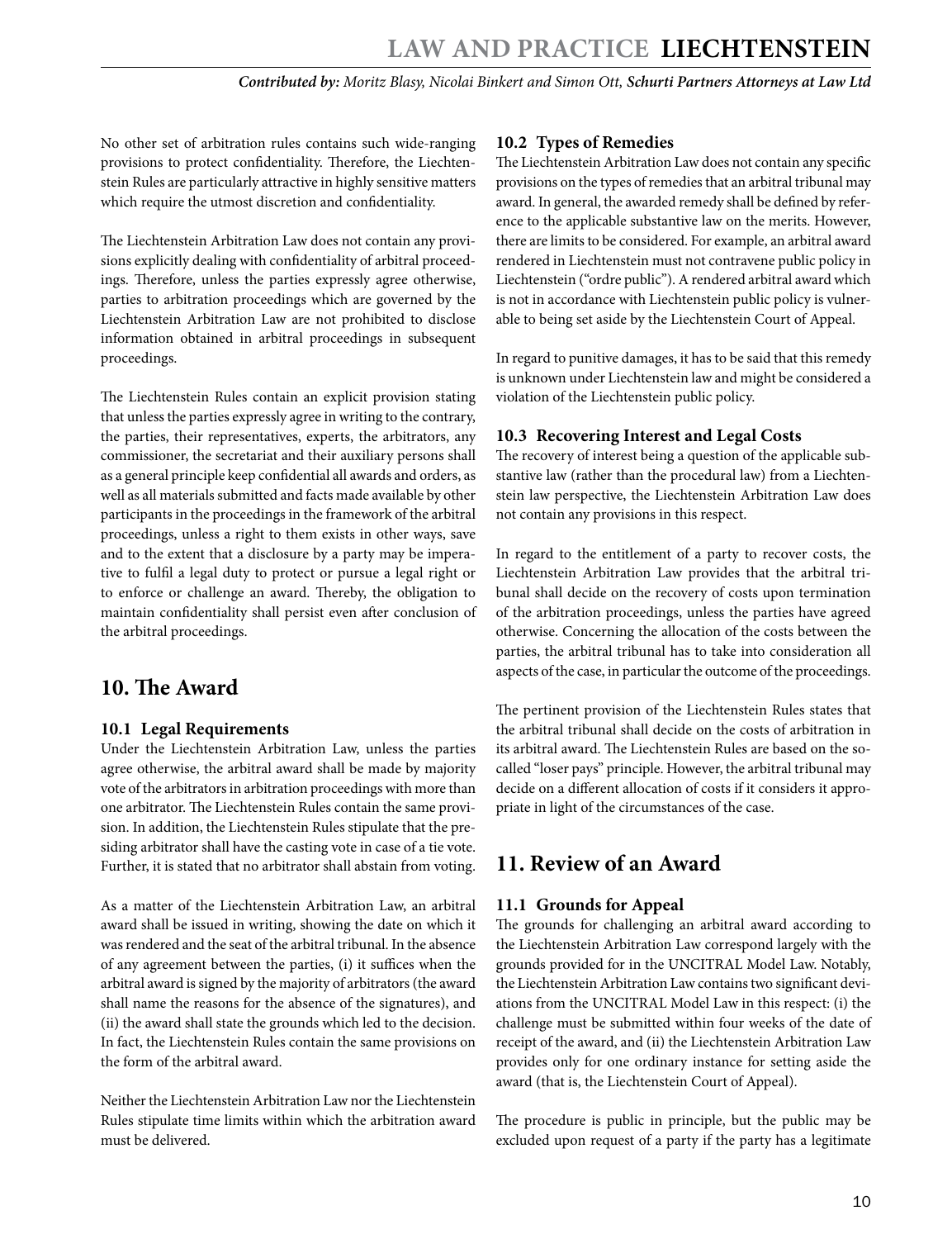No other set of arbitration rules contains such wide-ranging provisions to protect confidentiality. Therefore, the Liechtenstein Rules are particularly attractive in highly sensitive matters which require the utmost discretion and confidentiality.

The Liechtenstein Arbitration Law does not contain any provisions explicitly dealing with confidentiality of arbitral proceedings. Therefore, unless the parties expressly agree otherwise, parties to arbitration proceedings which are governed by the Liechtenstein Arbitration Law are not prohibited to disclose information obtained in arbitral proceedings in subsequent proceedings.

The Liechtenstein Rules contain an explicit provision stating that unless the parties expressly agree in writing to the contrary, the parties, their representatives, experts, the arbitrators, any commissioner, the secretariat and their auxiliary persons shall as a general principle keep confidential all awards and orders, as well as all materials submitted and facts made available by other participants in the proceedings in the framework of the arbitral proceedings, unless a right to them exists in other ways, save and to the extent that a disclosure by a party may be imperative to fulfil a legal duty to protect or pursue a legal right or to enforce or challenge an award. Thereby, the obligation to maintain confidentiality shall persist even after conclusion of the arbitral proceedings.

## 10. The Award

### 10.1 Legal Requirements

Under the Liechtenstein Arbitration Law, unless the parties agree otherwise, the arbitral award shall be made by majority vote of the arbitrators in arbitration proceedings with more than one arbitrator. The Liechtenstein Rules contain the same provision. In addition, the Liechtenstein Rules stipulate that the presiding arbitrator shall have the casting vote in case of a tie vote. Further, it is stated that no arbitrator shall abstain from voting.

As a matter of the Liechtenstein Arbitration Law, an arbitral award shall be issued in writing, showing the date on which it was rendered and the seat of the arbitral tribunal. In the absence of any agreement between the parties, (i) it suffices when the arbitral award is signed by the majority of arbitrators (the award shall name the reasons for the absence of the signatures), and (ii) the award shall state the grounds which led to the decision. In fact, the Liechtenstein Rules contain the same provisions on the form of the arbitral award.

Neither the Liechtenstein Arbitration Law nor the Liechtenstein Rules stipulate time limits within which the arbitration award must be delivered.

### 10.2 Types of Remedies

The Liechtenstein Arbitration Law does not contain any specific provisions on the types of remedies that an arbitral tribunal may award. In general, the awarded remedy shall be defined by reference to the applicable substantive law on the merits. However, there are limits to be considered. For example, an arbitral award rendered in Liechtenstein must not contravene public policy in Liechtenstein ("ordre public"). A rendered arbitral award which is not in accordance with Liechtenstein public policy is vulnerable to being set aside by the Liechtenstein Court of Appeal.

In regard to punitive damages, it has to be said that this remedy is unknown under Liechtenstein law and might be considered a violation of the Liechtenstein public policy.

### 10.3 Recovering Interest and Legal Costs

The recovery of interest being a question of the applicable substantive law (rather than the procedural law) from a Liechtenstein law perspective, the Liechtenstein Arbitration Law does not contain any provisions in this respect.

In regard to the entitlement of a party to recover costs, the Liechtenstein Arbitration Law provides that the arbitral tribunal shall decide on the recovery of costs upon termination of the arbitration proceedings, unless the parties have agreed otherwise. Concerning the allocation of the costs between the parties, the arbitral tribunal has to take into consideration all aspects of the case, in particular the outcome of the proceedings.

The pertinent provision of the Liechtenstein Rules states that the arbitral tribunal shall decide on the costs of arbitration in its arbitral award. The Liechtenstein Rules are based on the so-called "loser pays" principle. However, the arbitral tribunal may decide on a different allocation of costs if it considers it appropriate in light of the circumstances of the case.

## 11. Review of an Award

### 11.1 Grounds for Appeal

The grounds for challenging an arbitral award according to the Liechtenstein Arbitration Law correspond largely with the grounds provided for in the UNCITRAL Model Law. Notably, the Liechtenstein Arbitration Law contains two significant deviations from the UNCITRAL Model Law in this respect: (i) the challenge must be submitted within four weeks of the date of receipt of the award, and (ii) the Liechtenstein Arbitration Law provides only for one ordinary instance for setting aside the award (that is, the Liechtenstein Court of Appeal).

The procedure is public in principle, but the public may be excluded upon request of a party if the party has a legitimate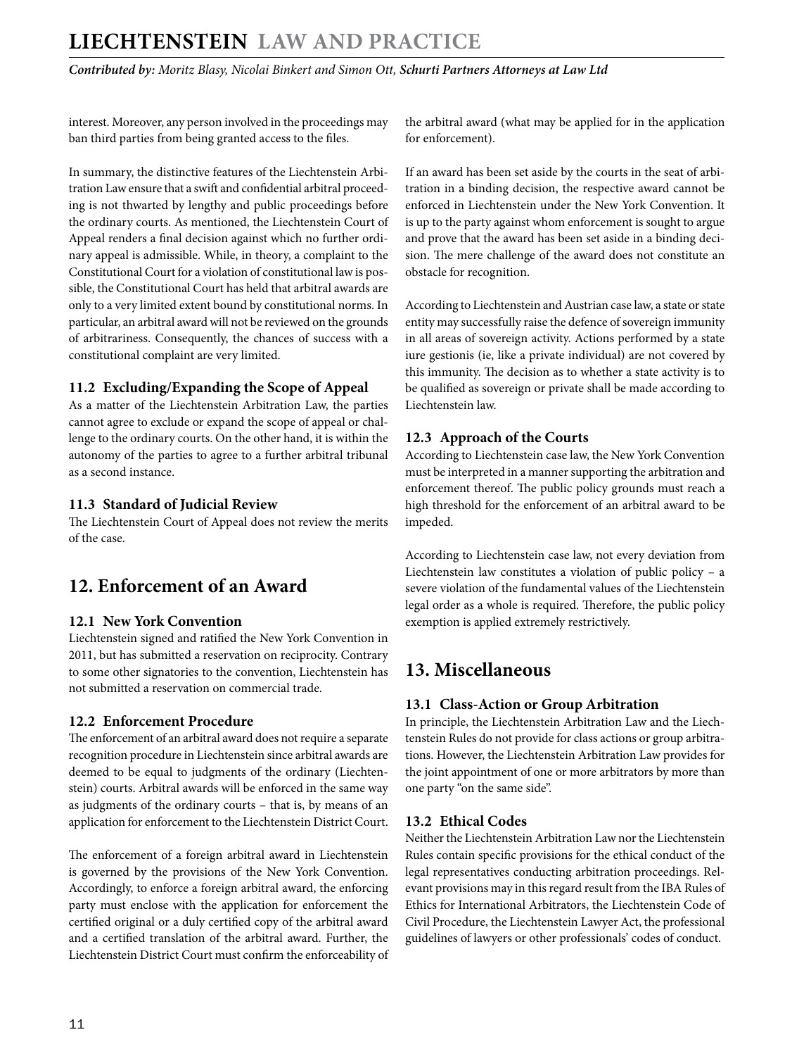interest. Moreover, any person involved in the proceedings may ban third parties from being granted access to the files.

In summary, the distinctive features of the Liechtenstein Arbitration Law ensure that a swift and confidential arbitral proceeding is not thwarted by lengthy and public proceedings before the ordinary courts. As mentioned, the Liechtenstein Court of Appeal renders a final decision against which no further ordinary appeal is admissible. While, in theory, a complaint to the Constitutional Court for a violation of constitutional law is possible, the Constitutional Court has held that arbitral awards are only to a very limited extent bound by constitutional norms. In particular, an arbitral award will not be reviewed on the grounds of arbitrariness. Consequently, the chances of success with a constitutional complaint are very limited.

### 11.2 Excluding/Expanding the Scope of Appeal

As a matter of the Liechtenstein Arbitration Law, the parties cannot agree to exclude or expand the scope of appeal or challenge to the ordinary courts. On the other hand, it is within the autonomy of the parties to agree to a further arbitral tribunal as a second instance.

### 11.3 Standard of Judicial Review

The Liechtenstein Court of Appeal does not review the merits of the case.

## 12. Enforcement of an Award

### 12.1 New York Convention

Liechtenstein signed and ratified the New York Convention in 2011, but has submitted a reservation on reciprocity. Contrary to some other signatories to the convention, Liechtenstein has not submitted a reservation on commercial trade.

### 12.2 Enforcement Procedure

The enforcement of an arbitral award does not require a separate recognition procedure in Liechtenstein since arbitral awards are deemed to be equal to judgments of the ordinary (Liechtenstein) courts. Arbitral awards will be enforced in the same way as judgments of the ordinary courts – that is, by means of an application for enforcement to the Liechtenstein District Court.

The enforcement of a foreign arbitral award in Liechtenstein is governed by the provisions of the New York Convention. Accordingly, to enforce a foreign arbitral award, the enforcing party must enclose with the application for enforcement the certified original or a duly certified copy of the arbitral award and a certified translation of the arbitral award. Further, the Liechtenstein District Court must confirm the enforceability of the arbitral award (what may be applied for in the application for enforcement).

If an award has been set aside by the courts in the seat of arbitration in a binding decision, the respective award cannot be enforced in Liechtenstein under the New York Convention. It is up to the party against whom enforcement is sought to argue and prove that the award has been set aside in a binding decision. The mere challenge of the award does not constitute an obstacle for recognition.

According to Liechtenstein and Austrian case law, a state or state entity may successfully raise the defence of sovereign immunity in all areas of sovereign activity. Actions performed by a state iure gestionis (ie, like a private individual) are not covered by this immunity. The decision as to whether a state activity is to be qualified as sovereign or private shall be made according to Liechtenstein law.

### 12.3 Approach of the Courts

According to Liechtenstein case law, the New York Convention must be interpreted in a manner supporting the arbitration and enforcement thereof. The public policy grounds must reach a high threshold for the enforcement of an arbitral award to be impeded.

According to Liechtenstein case law, not every deviation from Liechtenstein law constitutes a violation of public policy – a severe violation of the fundamental values of the Liechtenstein legal order as a whole is required. Therefore, the public policy exemption is applied extremely restrictively.

## 13. Miscellaneous

### 13.1 Class-Action or Group Arbitration

In principle, the Liechtenstein Arbitration Law and the Liechtenstein Rules do not provide for class actions or group arbitrations. However, the Liechtenstein Arbitration Law provides for the joint appointment of one or more arbitrators by more than one party "on the same side".

### 13.2 Ethical Codes

Neither the Liechtenstein Arbitration Law nor the Liechtenstein Rules contain specific provisions for the ethical conduct of the legal representatives conducting arbitration proceedings. Relevant provisions may in this regard result from the IBA Rules of Ethics for International Arbitrators, the Liechtenstein Code of Civil Procedure, the Liechtenstein Lawyer Act, the professional guidelines of lawyers or other professionals' codes of conduct.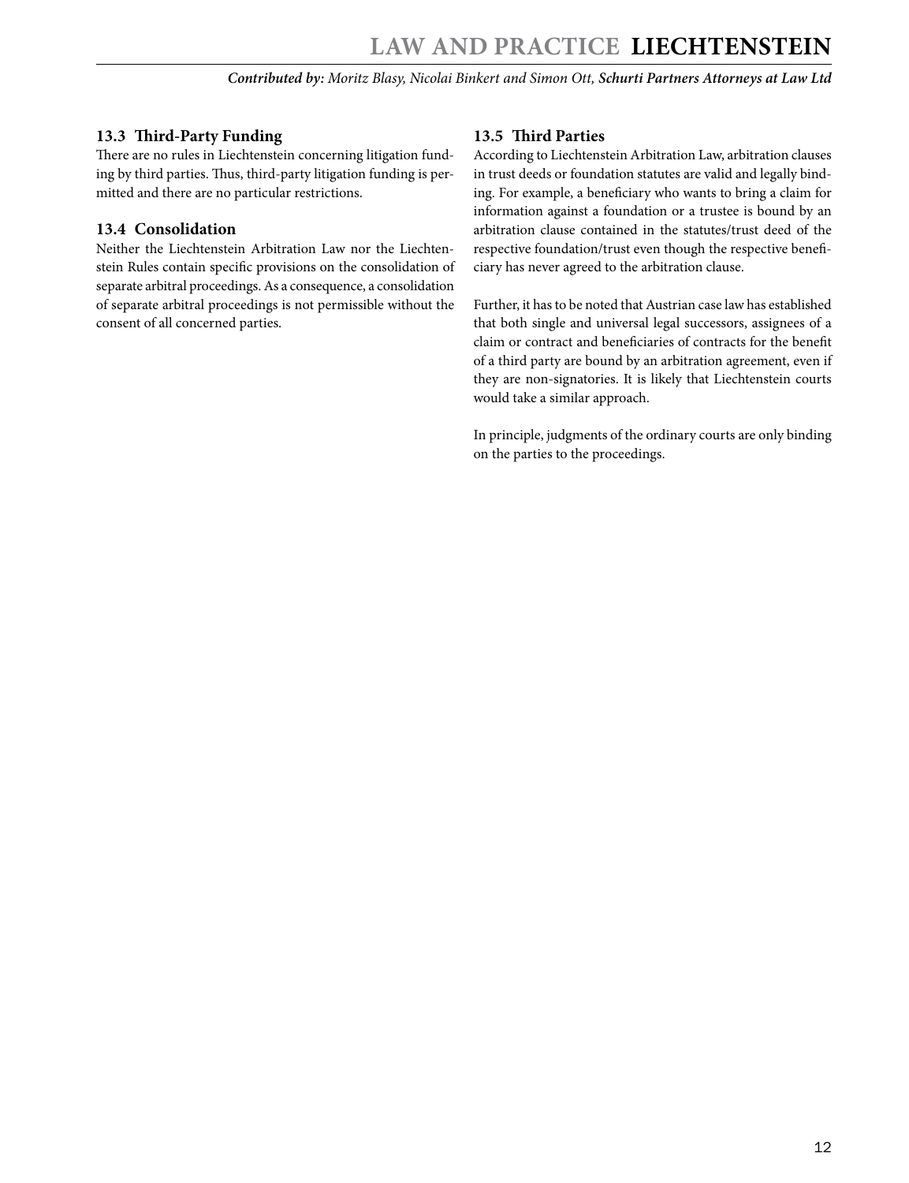### 13.3 Third-Party Funding

There are no rules in Liechtenstein concerning litigation funding by third parties. Thus, third-party litigation funding is permitted and there are no particular restrictions.

### 13.4 Consolidation

Neither the Liechtenstein Arbitration Law nor the Liechtenstein Rules contain specific provisions on the consolidation of separate arbitral proceedings. As a consequence, a consolidation of separate arbitral proceedings is not permissible without the consent of all concerned parties.

### 13.5 Third Parties

According to Liechtenstein Arbitration Law, arbitration clauses in trust deeds or foundation statutes are valid and legally binding. For example, a beneficiary who wants to bring a claim for information against a foundation or a trustee is bound by an arbitration clause contained in the statutes/trust deed of the respective foundation/trust even though the respective beneficiary has never agreed to the arbitration clause.

Further, it has to be noted that Austrian case law has established that both single and universal legal successors, assignees of a claim or contract and beneficiaries of contracts for the benefit of a third party are bound by an arbitration agreement, even if they are non-signatories. It is likely that Liechtenstein courts would take a similar approach.

In principle, judgments of the ordinary courts are only binding on the parties to the proceedings.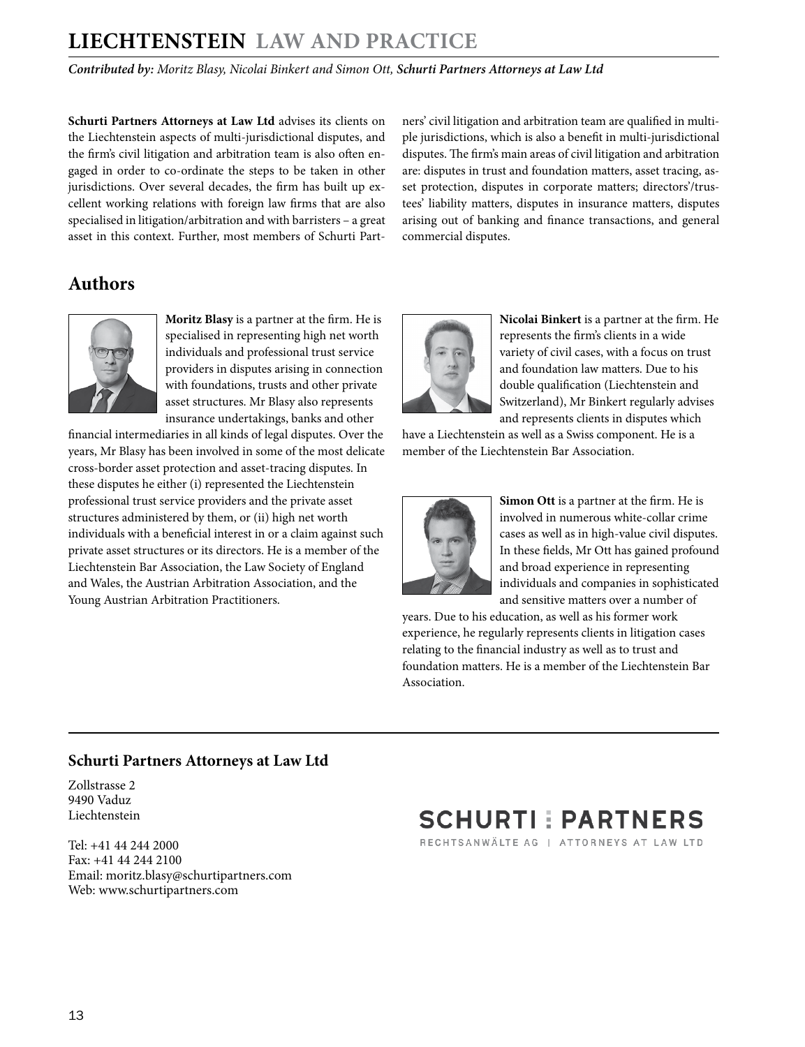Schurti Partners Attorneys at Law Ltd advises its clients on the Liechtenstein aspects of multi-jurisdictional disputes, and the firm's civil litigation and arbitration team is also often engaged in order to co-ordinate the steps to be taken in other jurisdictions. Over several decades, the firm has built up excellent working relations with foreign law firms that are also specialised in litigation/arbitration and with barristers – a great asset in this context. Further, most members of Schurti Partners' civil litigation and arbitration team are qualified in multiple jurisdictions, which is also a benefit in multi-jurisdictional disputes. The firm's main areas of civil litigation and arbitration are: disputes in trust and foundation matters, asset tracing, asset protection, disputes in corporate matters; directors'/trustees' liability matters, disputes in insurance matters, disputes arising out of banking and finance transactions, and general commercial disputes.

## Authors

**Moritz Blasy** is a partner at the firm. He is specialised in representing high net worth individuals and professional trust service providers in disputes arising in connection with foundations, trusts and other private asset structures. Mr Blasy also represents insurance undertakings, banks and other financial intermediaries in all kinds of legal disputes. Over the years, Mr Blasy has been involved in some of the most delicate cross-border asset protection and asset-tracing disputes. In these disputes he either (i) represented the Liechtenstein professional trust service providers and the private asset structures administered by them, or (ii) high net worth individuals with a beneficial interest in or a claim against such private asset structures or its directors. He is a member of the Liechtenstein Bar Association, the Law Society of England and Wales, the Austrian Arbitration Association, and the Young Austrian Arbitration Practitioners.

**Nicolai Binkert** is a partner at the firm. He represents the firm's clients in a wide variety of civil cases, with a focus on trust and foundation law matters. Due to his double qualification (Liechtenstein and Switzerland), Mr Binkert regularly advises and represents clients in disputes which have a Liechtenstein as well as a Swiss component. He is a member of the Liechtenstein Bar Association.

**Simon Ott** is a partner at the firm. He is involved in numerous white-collar crime cases as well as in high-value civil disputes. In these fields, Mr Ott has gained profound and broad experience in representing individuals and companies in sophisticated and sensitive matters over a number of years. Due to his education, as well as his former work experience, he regularly represents clients in litigation cases relating to the financial industry as well as to trust and foundation matters. He is a member of the Liechtenstein Bar Association.

### Schurti Partners Attorneys at Law Ltd

Zollstrasse 2
9490 Vaduz
Liechtenstein

Tel: +41 44 244 2000
Fax: +41 44 244 2100
Email: moritz.blasy@schurtipartners.com
Web: www.schurtipartners.com

SCHURTI : PARTNERS
RECHTSANWÄLTE AG | ATTORNEYS AT LAW LTD